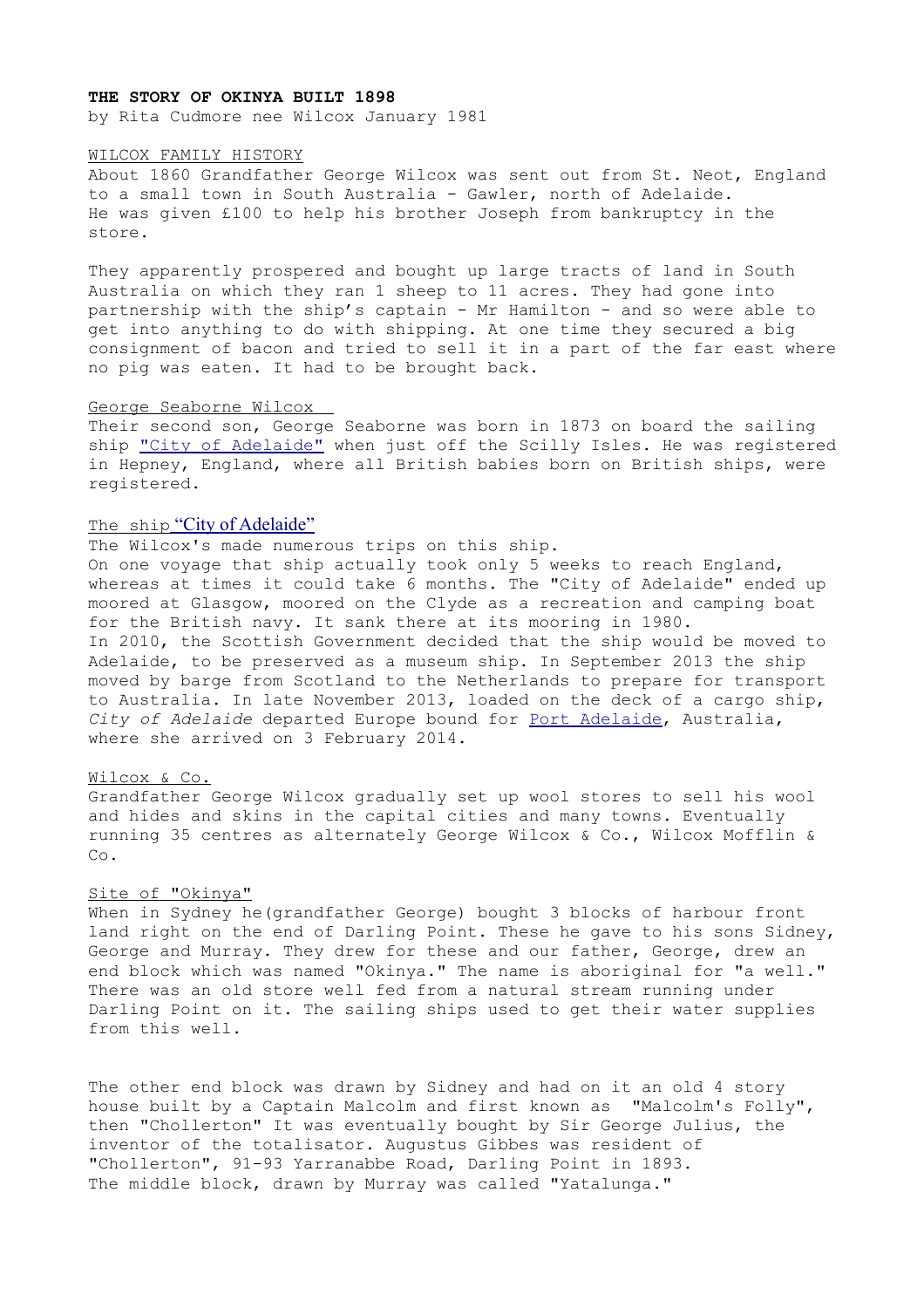**THE STORY OF OKINYA BUILT 1898**

by Rita Cudmore nee Wilcox January 1981

WILCOX FAMILY HISTORY

About 1860 Grandfather George Wilcox was sent out from St. Neot, England to a small town in South Australia - Gawler, north of Adelaide.
He was given £100 to help his brother Joseph from bankruptcy in the store.

They apparently prospered and bought up large tracts of land in South Australia on which they ran 1 sheep to 11 acres. They had gone into partnership with the ship's captain - Mr Hamilton - and so were able to get into anything to do with shipping. At one time they secured a big consignment of bacon and tried to sell it in a part of the far east where no pig was eaten. It had to be brought back.

George Seaborne Wilcox

Their second son, George Seaborne was born in 1873 on board the sailing ship "City of Adelaide" when just off the Scilly Isles. He was registered in Hepney, England, where all British babies born on British ships, were registered.

The ship "City of Adelaide"

The Wilcox's made numerous trips on this ship.
On one voyage that ship actually took only 5 weeks to reach England, whereas at times it could take 6 months. The "City of Adelaide" ended up moored at Glasgow, moored on the Clyde as a recreation and camping boat for the British navy. It sank there at its mooring in 1980.
In 2010, the Scottish Government decided that the ship would be moved to Adelaide, to be preserved as a museum ship. In September 2013 the ship moved by barge from Scotland to the Netherlands to prepare for transport to Australia. In late November 2013, loaded on the deck of a cargo ship, *City of Adelaide* departed Europe bound for Port Adelaide, Australia, where she arrived on 3 February 2014.

Wilcox & Co.

Grandfather George Wilcox gradually set up wool stores to sell his wool and hides and skins in the capital cities and many towns. Eventually running 35 centres as alternately George Wilcox & Co., Wilcox Mofflin & Co.

Site of "Okinya"

When in Sydney he(grandfather George) bought 3 blocks of harbour front land right on the end of Darling Point. These he gave to his sons Sidney, George and Murray. They drew for these and our father, George, drew an end block which was named "Okinya." The name is aboriginal for "a well." There was an old store well fed from a natural stream running under Darling Point on it. The sailing ships used to get their water supplies from this well.

The other end block was drawn by Sidney and had on it an old 4 story house built by a Captain Malcolm and first known as "Malcolm's Folly", then "Chollerton" It was eventually bought by Sir George Julius, the inventor of the totalisator. Augustus Gibbes was resident of "Chollerton", 91-93 Yarranabbe Road, Darling Point in 1893.
The middle block, drawn by Murray was called "Yatalunga."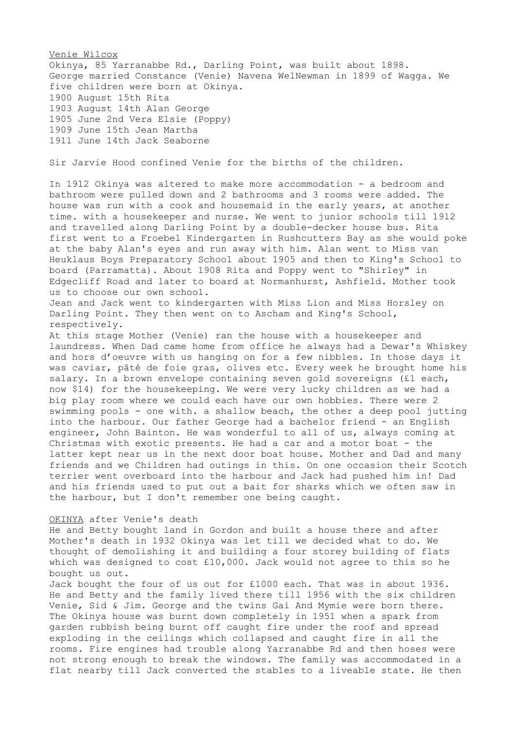Venie Wilcox

Okinya, 85 Yarranabbe Rd., Darling Point, was built about 1898. George married Constance (Venie) Navena WelNewman in 1899 of Wagga. We five children were born at Okinya.

1900 August 15th Rita
1903 August 14th Alan George
1905 June 2nd Vera Elsie (Poppy)
1909 June 15th Jean Martha
1911 June 14th Jack Seaborne

Sir Jarvie Hood confined Venie for the births of the children.

In 1912 Okinya was altered to make more accommodation - a bedroom and bathroom were pulled down and 2 bathrooms and 3 rooms were added. The house was run with a cook and housemaid in the early years, at another time. with a housekeeper and nurse. We went to junior schools till 1912 and travelled along Darling Point by a double-decker house bus. Rita first went to a Froebel Kindergarten in Rushcutters Bay as she would poke at the baby Alan's eyes and run away with him. Alan went to Miss van Heuklaus Boys Preparatory School about 1905 and then to King's School to board (Parramatta). About 1908 Rita and Poppy went to "Shirley" in Edgecliff Road and later to board at Normanhurst, Ashfield. Mother took us to choose our own school.

Jean and Jack went to kindergarten with Miss Lion and Miss Horsley on Darling Point. They then went on to Ascham and King's School, respectively.

At this stage Mother (Venie) ran the house with a housekeeper and laundress. When Dad came home from office he always had a Dewar's Whiskey and hors d'oeuvre with us hanging on for a few nibbles. In those days it was caviar, pâté de foie gras, olives etc. Every week he brought home his salary. In a brown envelope containing seven gold sovereigns (£1 each, now $14) for the housekeeping. We were very lucky children as we had a big play room where we could each have our own hobbies. There were 2 swimming pools - one with. a shallow beach, the other a deep pool jutting into the harbour. Our father George had a bachelor friend - an English engineer, John Bainton. He was wonderful to all of us, always coming at Christmas with exotic presents. He had a car and a motor boat - the latter kept near us in the next door boat house. Mother and Dad and many friends and we Children had outings in this. On one occasion their Scotch terrier went overboard into the harbour and Jack had pushed him in! Dad and his friends used to put out a bait for sharks which we often saw in the harbour, but I don't remember one being caught.

OKINYA after Venie's death

He and Betty bought land in Gordon and built a house there and after Mother's death in 1932 Okinya was let till we decided what to do. We thought of demolishing it and building a four storey building of flats which was designed to cost £10,000. Jack would not agree to this so he bought us out.

Jack bought the four of us out for £1000 each. That was in about 1936. He and Betty and the family lived there till 1956 with the six children Venie, Sid & Jim. George and the twins Gai And Mymie were born there. The Okinya house was burnt down completely in 1951 when a spark from garden rubbish being burnt off caught fire under the roof and spread exploding in the ceilings which collapsed and caught fire in all the rooms. Fire engines had trouble along Yarranabbe Rd and then hoses were not strong enough to break the windows. The family was accommodated in a flat nearby till Jack converted the stables to a liveable state. He then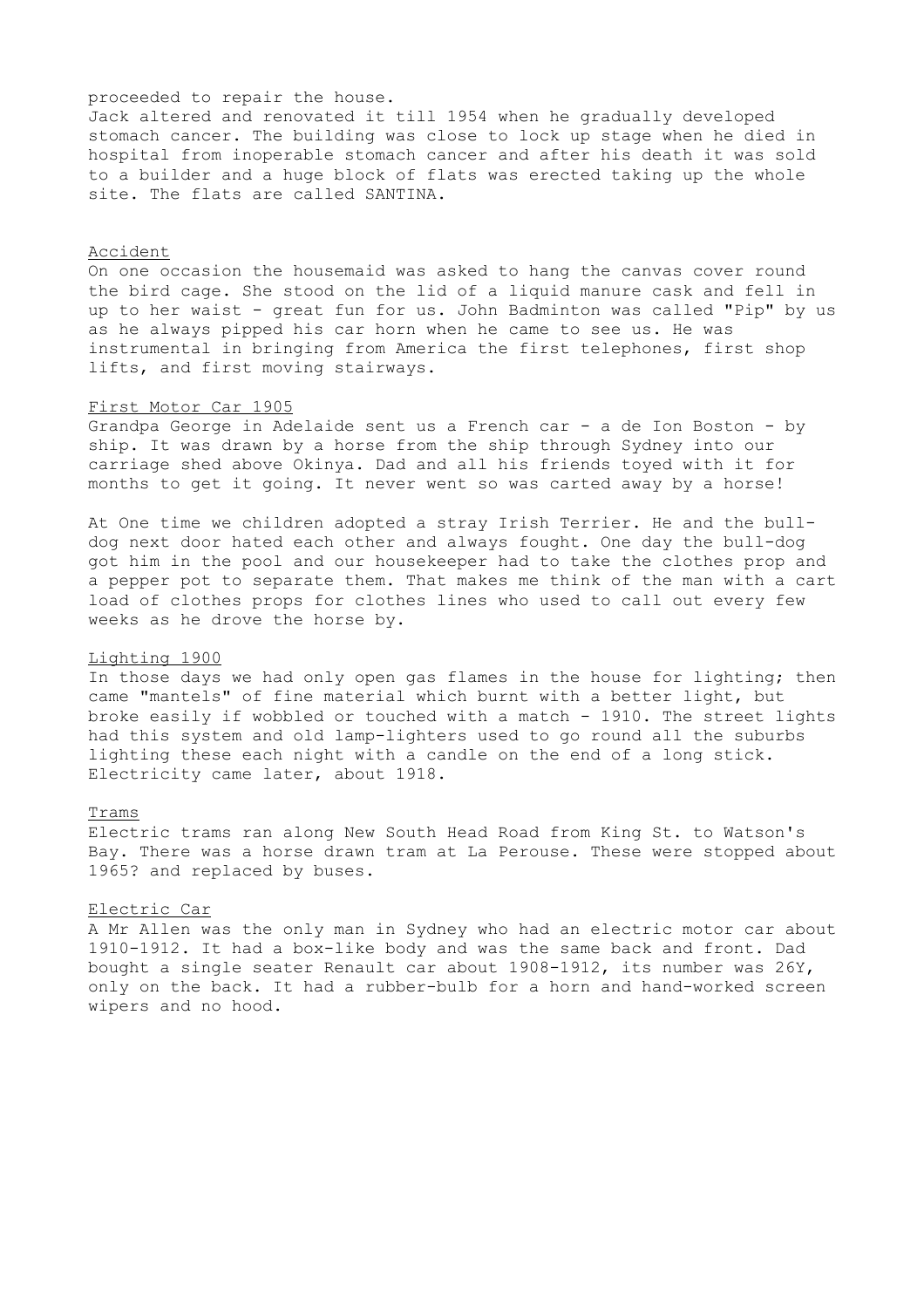proceeded to repair the house.
Jack altered and renovated it till 1954 when he gradually developed stomach cancer. The building was close to lock up stage when he died in hospital from inoperable stomach cancer and after his death it was sold to a builder and a huge block of flats was erected taking up the whole site. The flats are called SANTINA.

## Accident

On one occasion the housemaid was asked to hang the canvas cover round the bird cage. She stood on the lid of a liquid manure cask and fell in up to her waist - great fun for us. John Badminton was called "Pip" by us as he always pipped his car horn when he came to see us. He was instrumental in bringing from America the first telephones, first shop lifts, and first moving stairways.

## First Motor Car 1905

Grandpa George in Adelaide sent us a French car - a de Ion Boston - by ship. It was drawn by a horse from the ship through Sydney into our carriage shed above Okinya. Dad and all his friends toyed with it for months to get it going. It never went so was carted away by a horse!

At One time we children adopted a stray Irish Terrier. He and the bull-dog next door hated each other and always fought. One day the bull-dog got him in the pool and our housekeeper had to take the clothes prop and a pepper pot to separate them. That makes me think of the man with a cart load of clothes props for clothes lines who used to call out every few weeks as he drove the horse by.

## Lighting 1900

In those days we had only open gas flames in the house for lighting; then came "mantels" of fine material which burnt with a better light, but broke easily if wobbled or touched with a match - 1910. The street lights had this system and old lamp-lighters used to go round all the suburbs lighting these each night with a candle on the end of a long stick. Electricity came later, about 1918.

## Trams

Electric trams ran along New South Head Road from King St. to Watson's Bay. There was a horse drawn tram at La Perouse. These were stopped about 1965? and replaced by buses.

## Electric Car

A Mr Allen was the only man in Sydney who had an electric motor car about 1910-1912. It had a box-like body and was the same back and front. Dad bought a single seater Renault car about 1908-1912, its number was 26Y, only on the back. It had a rubber-bulb for a horn and hand-worked screen wipers and no hood.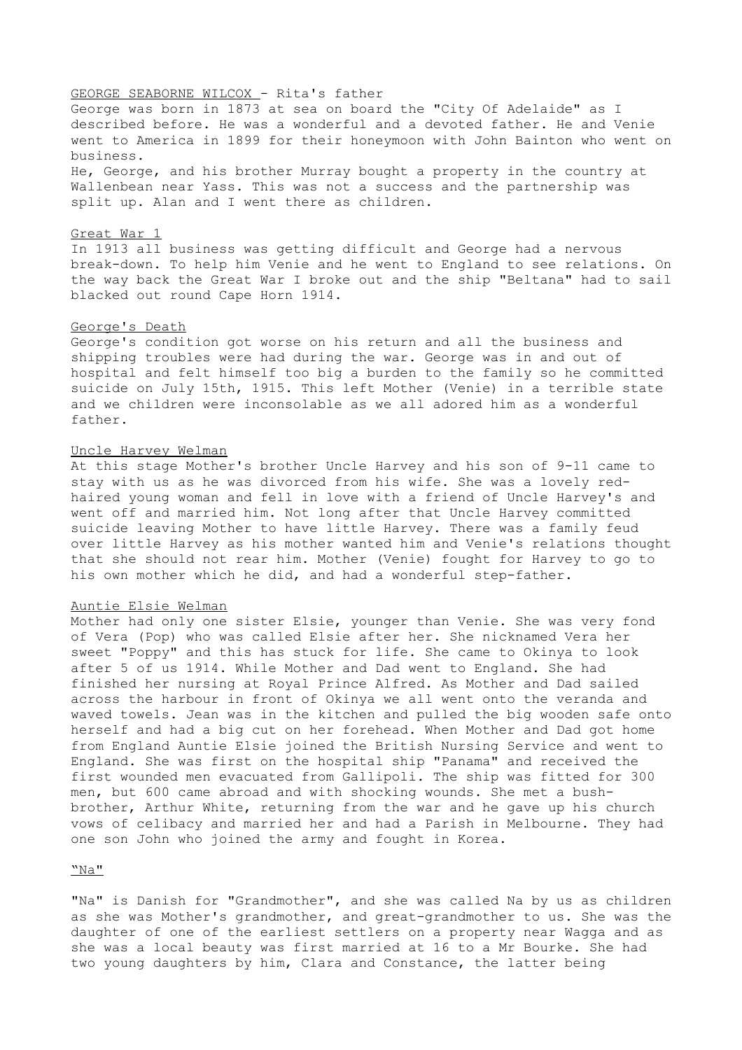<u>GEORGE SEABORNE WILCOX</u> - Rita's father

George was born in 1873 at sea on board the "City Of Adelaide" as I described before. He was a wonderful and a devoted father. He and Venie went to America in 1899 for their honeymoon with John Bainton who went on business.

He, George, and his brother Murray bought a property in the country at Wallenbean near Yass. This was not a success and the partnership was split up. Alan and I went there as children.

<u>Great War 1</u>

In 1913 all business was getting difficult and George had a nervous break-down. To help him Venie and he went to England to see relations. On the way back the Great War I broke out and the ship "Beltana" had to sail blacked out round Cape Horn 1914.

<u>George's Death</u>

George's condition got worse on his return and all the business and shipping troubles were had during the war. George was in and out of hospital and felt himself too big a burden to the family so he committed suicide on July 15th, 1915. This left Mother (Venie) in a terrible state and we children were inconsolable as we all adored him as a wonderful father.

<u>Uncle Harvey Welman</u>

At this stage Mother's brother Uncle Harvey and his son of 9-11 came to stay with us as he was divorced from his wife. She was a lovely red-haired young woman and fell in love with a friend of Uncle Harvey's and went off and married him. Not long after that Uncle Harvey committed suicide leaving Mother to have little Harvey. There was a family feud over little Harvey as his mother wanted him and Venie's relations thought that she should not rear him. Mother (Venie) fought for Harvey to go to his own mother which he did, and had a wonderful step-father.

<u>Auntie Elsie Welman</u>

Mother had only one sister Elsie, younger than Venie. She was very fond of Vera (Pop) who was called Elsie after her. She nicknamed Vera her sweet "Poppy" and this has stuck for life. She came to Okinya to look after 5 of us 1914. While Mother and Dad went to England. She had finished her nursing at Royal Prince Alfred. As Mother and Dad sailed across the harbour in front of Okinya we all went onto the veranda and waved towels. Jean was in the kitchen and pulled the big wooden safe onto herself and had a big cut on her forehead. When Mother and Dad got home from England Auntie Elsie joined the British Nursing Service and went to England. She was first on the hospital ship "Panama" and received the first wounded men evacuated from Gallipoli. The ship was fitted for 300 men, but 600 came abroad and with shocking wounds. She met a bush-brother, Arthur White, returning from the war and he gave up his church vows of celibacy and married her and had a Parish in Melbourne. They had one son John who joined the army and fought in Korea.

<u>"Na"</u>

"Na" is Danish for "Grandmother", and she was called Na by us as children as she was Mother's grandmother, and great-grandmother to us. She was the daughter of one of the earliest settlers on a property near Wagga and as she was a local beauty was first married at 16 to a Mr Bourke. She had two young daughters by him, Clara and Constance, the latter being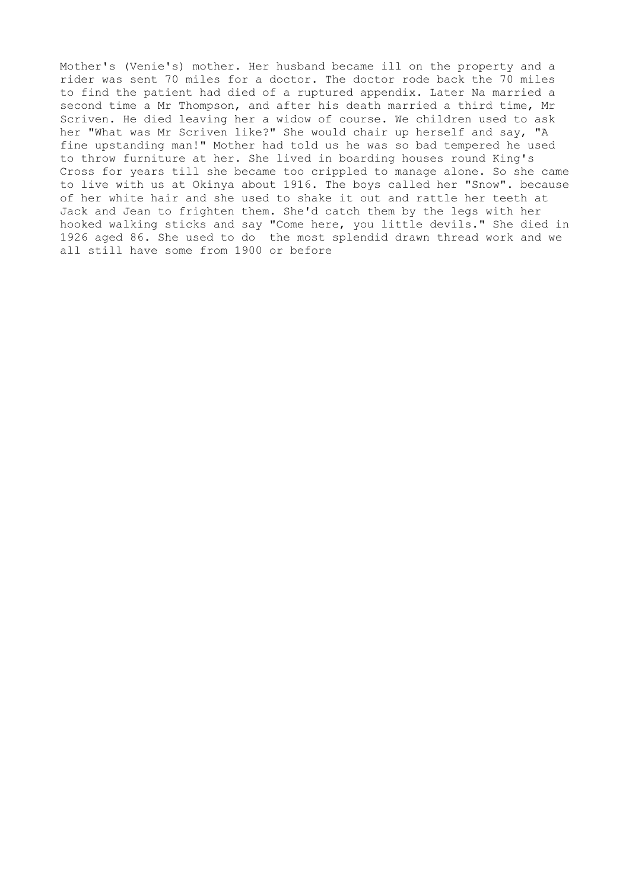Mother's (Venie's) mother. Her husband became ill on the property and a rider was sent 70 miles for a doctor. The doctor rode back the 70 miles to find the patient had died of a ruptured appendix. Later Na married a second time a Mr Thompson, and after his death married a third time, Mr Scriven. He died leaving her a widow of course. We children used to ask her "What was Mr Scriven like?" She would chair up herself and say, "A fine upstanding man!" Mother had told us he was so bad tempered he used to throw furniture at her. She lived in boarding houses round King's Cross for years till she became too crippled to manage alone. So she came to live with us at Okinya about 1916. The boys called her "Snow". because of her white hair and she used to shake it out and rattle her teeth at Jack and Jean to frighten them. She'd catch them by the legs with her hooked walking sticks and say "Come here, you little devils." She died in 1926 aged 86. She used to do the most splendid drawn thread work and we all still have some from 1900 or before